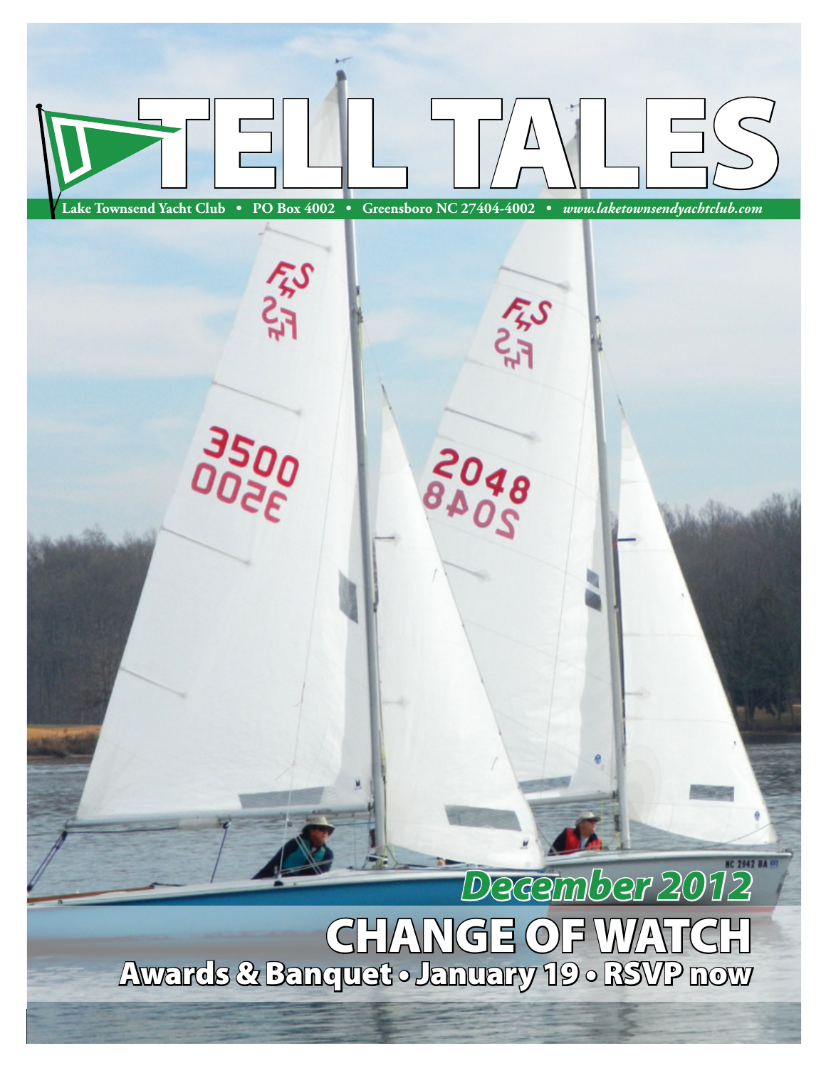# TELL TALES

Lake Townsend Yacht Club • PO Box 4002 • Greensboro NC 27404-4002 • *www.laketownsendyachtclub.com*

*December 2012*

## CHANGE OF WATCH

### Awards & Banquet • January 19 • RSVP now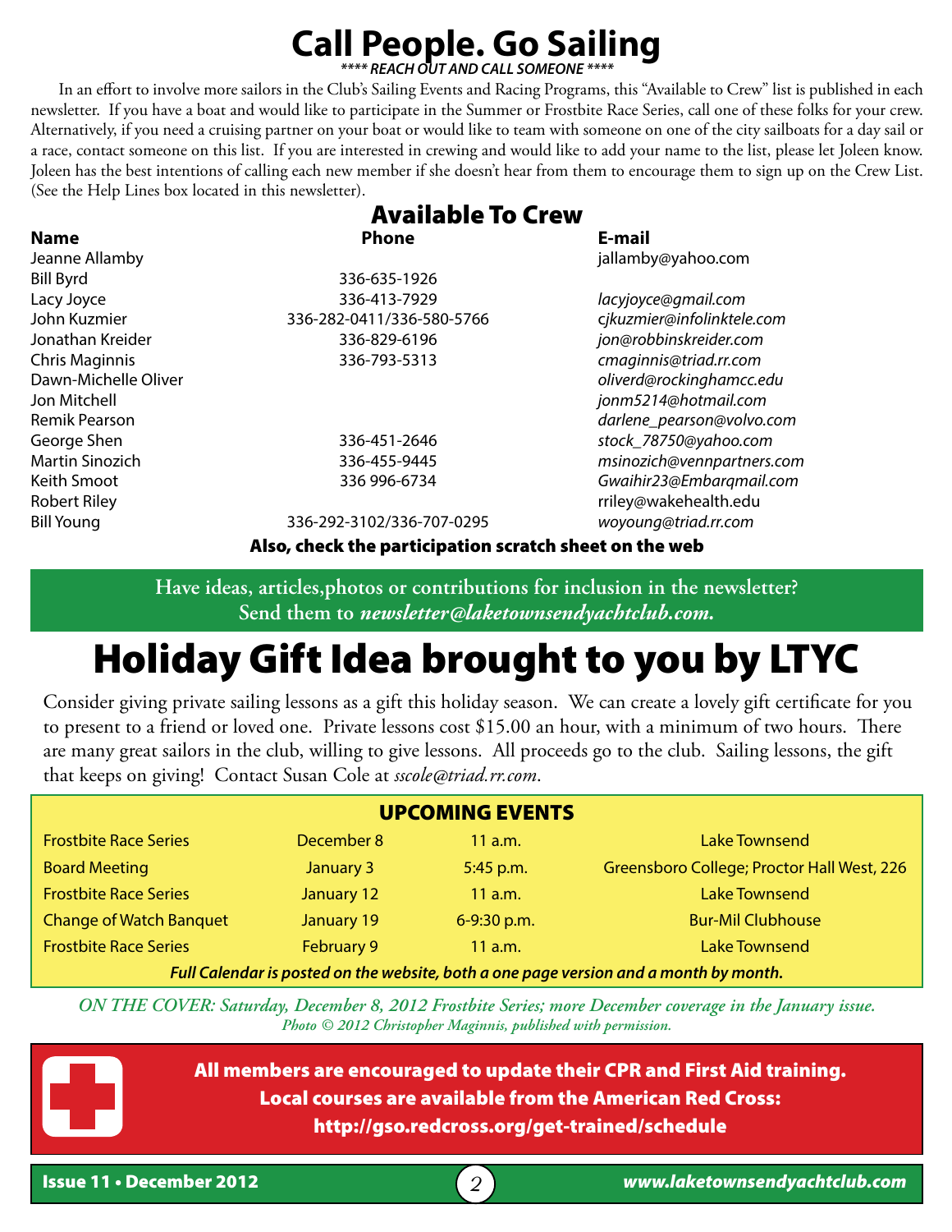# Call People. Go Sailing

***\*\*\*\* REACH OUT AND CALL SOMEONE \*\*\*\****

In an effort to involve more sailors in the Club's Sailing Events and Racing Programs, this "Available to Crew" list is published in each newsletter. If you have a boat and would like to participate in the Summer or Frostbite Race Series, call one of these folks for your crew. Alternatively, if you need a cruising partner on your boat or would like to team with someone on one of the city sailboats for a day sail or a race, contact someone on this list. If you are interested in crewing and would like to add your name to the list, please let Joleen know. Joleen has the best intentions of calling each new member if she doesn't hear from them to encourage them to sign up on the Crew List. (See the Help Lines box located in this newsletter).

## Available To Crew

| Name | Phone | E-mail |
|---|---|---|
| Jeanne Allamby | | jallamby@yahoo.com |
| Bill Byrd | 336-635-1926 | |
| Lacy Joyce | 336-413-7929 | *lacyjoyce@gmail.com* |
| John Kuzmier | 336-282-0411/336-580-5766 | *cjkuzmier@infolinktele.com* |
| Jonathan Kreider | 336-829-6196 | *jon@robbinskreider.com* |
| Chris Maginnis | 336-793-5313 | *cmaginnis@triad.rr.com* |
| Dawn-Michelle Oliver | | *oliverd@rockinghamcc.edu* |
| Jon Mitchell | | *jonm5214@hotmail.com* |
| Remik Pearson | | *darlene_pearson@volvo.com* |
| George Shen | 336-451-2646 | *stock_78750@yahoo.com* |
| Martin Sinozich | 336-455-9445 | *msinozich@vennpartners.com* |
| Keith Smoot | 336 996-6734 | *Gwaihir23@Embarqmail.com* |
| Robert Riley | | rriley@wakehealth.edu |
| Bill Young | 336-292-3102/336-707-0295 | *woyoung@triad.rr.com* |

**Also, check the participation scratch sheet on the web**

**Have ideas, articles,photos or contributions for inclusion in the newsletter? Send them to *newsletter@laketownsendyachtclub.com.***

# Holiday Gift Idea brought to you by LTYC

Consider giving private sailing lessons as a gift this holiday season. We can create a lovely gift certificate for you to present to a friend or loved one. Private lessons cost $15.00 an hour, with a minimum of two hours. There are many great sailors in the club, willing to give lessons. All proceeds go to the club. Sailing lessons, the gift that keeps on giving! Contact Susan Cole at *sscole@triad.rr.com*.

## UPCOMING EVENTS

| Event | Date | Time | Location |
|---|---|---|---|
| Frostbite Race Series | December 8 | 11 a.m. | Lake Townsend |
| Board Meeting | January 3 | 5:45 p.m. | Greensboro College; Proctor Hall West, 226 |
| Frostbite Race Series | January 12 | 11 a.m. | Lake Townsend |
| Change of Watch Banquet | January 19 | 6-9:30 p.m. | Bur-Mil Clubhouse |
| Frostbite Race Series | February 9 | 11 a.m. | Lake Townsend |

***Full Calendar is posted on the website, both a one page version and a month by month.***

*ON THE COVER: Saturday, December 8, 2012 Frostbite Series; more December coverage in the January issue.*
*Photo © 2012 Christopher Maginnis, published with permission.*

**All members are encouraged to update their CPR and First Aid training. Local courses are available from the American Red Cross: http://gso.redcross.org/get-trained/schedule**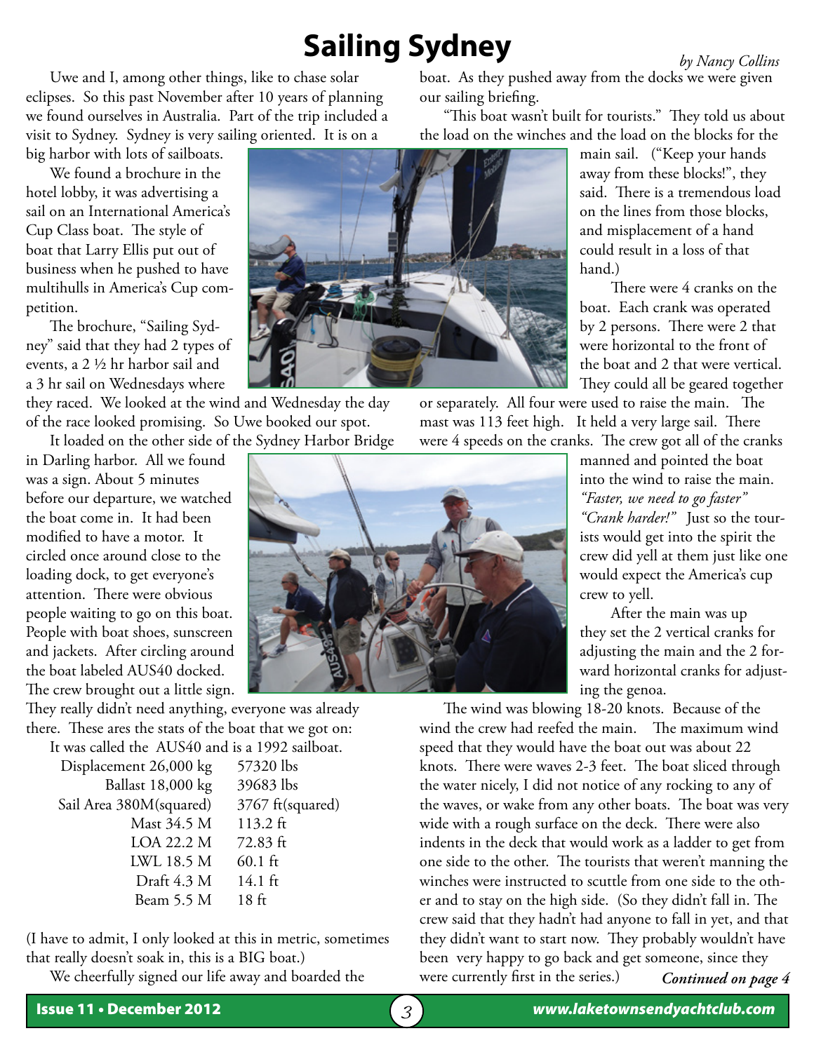# Sailing Sydney

*by Nancy Collins*

Uwe and I, among other things, like to chase solar eclipses. So this past November after 10 years of planning we found ourselves in Australia. Part of the trip included a visit to Sydney. Sydney is very sailing oriented. It is on a big harbor with lots of sailboats.

We found a brochure in the hotel lobby, it was advertising a sail on an International America's Cup Class boat. The style of boat that Larry Ellis put out of business when he pushed to have multihulls in America's Cup competition.

The brochure, "Sailing Sydney" said that they had 2 types of events, a 2 ½ hr harbor sail and a 3 hr sail on Wednesdays where they raced. We looked at the wind and Wednesday the day of the race looked promising. So Uwe booked our spot.

It loaded on the other side of the Sydney Harbor Bridge in Darling harbor. All we found was a sign. About 5 minutes before our departure, we watched the boat come in. It had been modified to have a motor. It circled once around close to the loading dock, to get everyone's attention. There were obvious people waiting to go on this boat. People with boat shoes, sunscreen and jackets. After circling around the boat labeled AUS40 docked. The crew brought out a little sign. They really didn't need anything, everyone was already there. These ares the stats of the boat that we got on:

It was called the AUS40 and is a 1992 sailboat.

| | |
|---|---|
| Displacement 26,000 kg | 57320 lbs |
| Ballast 18,000 kg | 39683 lbs |
| Sail Area 380M(squared) | 3767 ft(squared) |
| Mast 34.5 M | 113.2 ft |
| LOA 22.2 M | 72.83 ft |
| LWL 18.5 M | 60.1 ft |
| Draft 4.3 M | 14.1 ft |
| Beam 5.5 M | 18 ft |

(I have to admit, I only looked at this in metric, sometimes that really doesn't soak in, this is a BIG boat.)

We cheerfully signed our life away and boarded the boat. As they pushed away from the docks we were given our sailing briefing.

"This boat wasn't built for tourists." They told us about the load on the winches and the load on the blocks for the main sail. ("Keep your hands away from these blocks!", they said. There is a tremendous load on the lines from those blocks, and misplacement of a hand could result in a loss of that hand.)

There were 4 cranks on the boat. Each crank was operated by 2 persons. There were 2 that were horizontal to the front of the boat and 2 that were vertical. They could all be geared together or separately. All four were used to raise the main. The mast was 113 feet high. It held a very large sail. There were 4 speeds on the cranks. The crew got all of the cranks manned and pointed the boat into the wind to raise the main. *"Faster, we need to go faster" "Crank harder!"* Just so the tourists would get into the spirit the crew did yell at them just like one would expect the America's cup crew to yell.

After the main was up they set the 2 vertical cranks for adjusting the main and the 2 forward horizontal cranks for adjusting the genoa.

The wind was blowing 18-20 knots. Because of the wind the crew had reefed the main. The maximum wind speed that they would have the boat out was about 22 knots. There were waves 2-3 feet. The boat sliced through the water nicely, I did not notice of any rocking to any of the waves, or wake from any other boats. The boat was very wide with a rough surface on the deck. There were also indents in the deck that would work as a ladder to get from one side to the other. The tourists that weren't manning the winches were instructed to scuttle from one side to the other and to stay on the high side. (So they didn't fall in. The crew said that they hadn't had anyone to fall in yet, and that they didn't want to start now. They probably wouldn't have been very happy to go back and get someone, since they were currently first in the series.)

***Continued on page 4***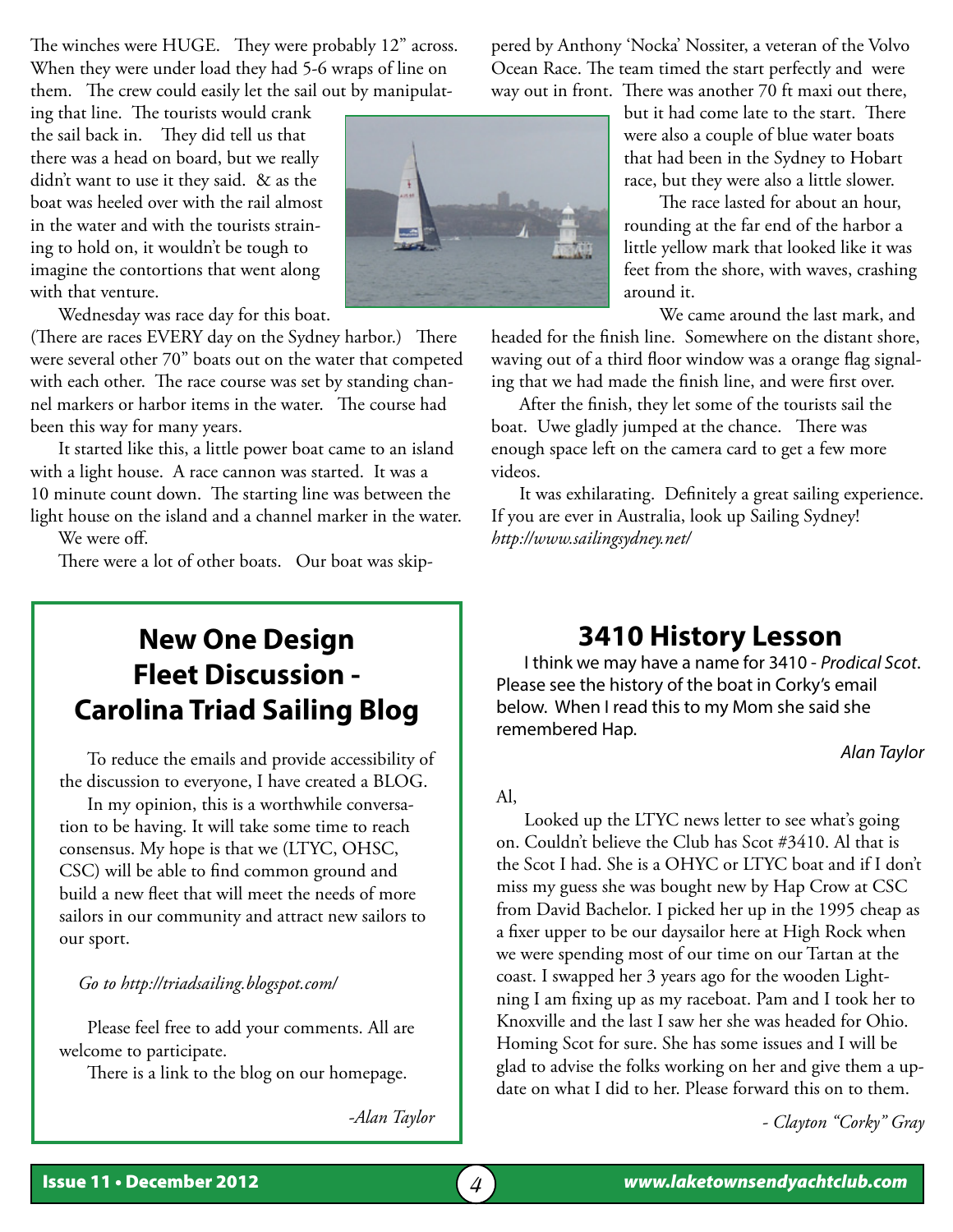The winches were HUGE. They were probably 12" across. When they were under load they had 5-6 wraps of line on them. The crew could easily let the sail out by manipulating that line. The tourists would crank the sail back in. They did tell us that there was a head on board, but we really didn't want to use it they said. & as the boat was heeled over with the rail almost in the water and with the tourists straining to hold on, it wouldn't be tough to imagine the contortions that went along with that venture.

Wednesday was race day for this boat. (There are races EVERY day on the Sydney harbor.) There were several other 70" boats out on the water that competed with each other. The race course was set by standing channel markers or harbor items in the water. The course had been this way for many years.

It started like this, a little power boat came to an island with a light house. A race cannon was started. It was a 10 minute count down. The starting line was between the light house on the island and a channel marker in the water.

We were off.

There were a lot of other boats. Our boat was skippered by Anthony 'Nocka' Nossiter, a veteran of the Volvo Ocean Race. The team timed the start perfectly and were way out in front. There was another 70 ft maxi out there, but it had come late to the start. There were also a couple of blue water boats that had been in the Sydney to Hobart race, but they were also a little slower.

The race lasted for about an hour, rounding at the far end of the harbor a little yellow mark that looked like it was feet from the shore, with waves, crashing around it.

We came around the last mark, and headed for the finish line. Somewhere on the distant shore, waving out of a third floor window was a orange flag signaling that we had made the finish line, and were first over.

After the finish, they let some of the tourists sail the boat. Uwe gladly jumped at the chance. There was enough space left on the camera card to get a few more videos.

It was exhilarating. Definitely a great sailing experience. If you are ever in Australia, look up Sailing Sydney! *http://www.sailingsydney.net/*

## New One Design Fleet Discussion - Carolina Triad Sailing Blog

To reduce the emails and provide accessibility of the discussion to everyone, I have created a BLOG.

In my opinion, this is a worthwhile conversation to be having. It will take some time to reach consensus. My hope is that we (LTYC, OHSC, CSC) will be able to find common ground and build a new fleet that will meet the needs of more sailors in our community and attract new sailors to our sport.

*Go to http://triadsailing.blogspot.com/*

Please feel free to add your comments. All are welcome to participate.

There is a link to the blog on our homepage.

*-Alan Taylor*

## 3410 History Lesson

I think we may have a name for 3410 - *Prodical Scot*. Please see the history of the boat in Corky's email below. When I read this to my Mom she said she remembered Hap.

*Alan Taylor*

Al,

Looked up the LTYC news letter to see what's going on. Couldn't believe the Club has Scot #3410. Al that is the Scot I had. She is a OHYC or LTYC boat and if I don't miss my guess she was bought new by Hap Crow at CSC from David Bachelor. I picked her up in the 1995 cheap as a fixer upper to be our daysailor here at High Rock when we were spending most of our time on our Tartan at the coast. I swapped her 3 years ago for the wooden Lightning I am fixing up as my raceboat. Pam and I took her to Knoxville and the last I saw her she was headed for Ohio. Homing Scot for sure. She has some issues and I will be glad to advise the folks working on her and give them a update on what I did to her. Please forward this on to them.

*- Clayton "Corky" Gray*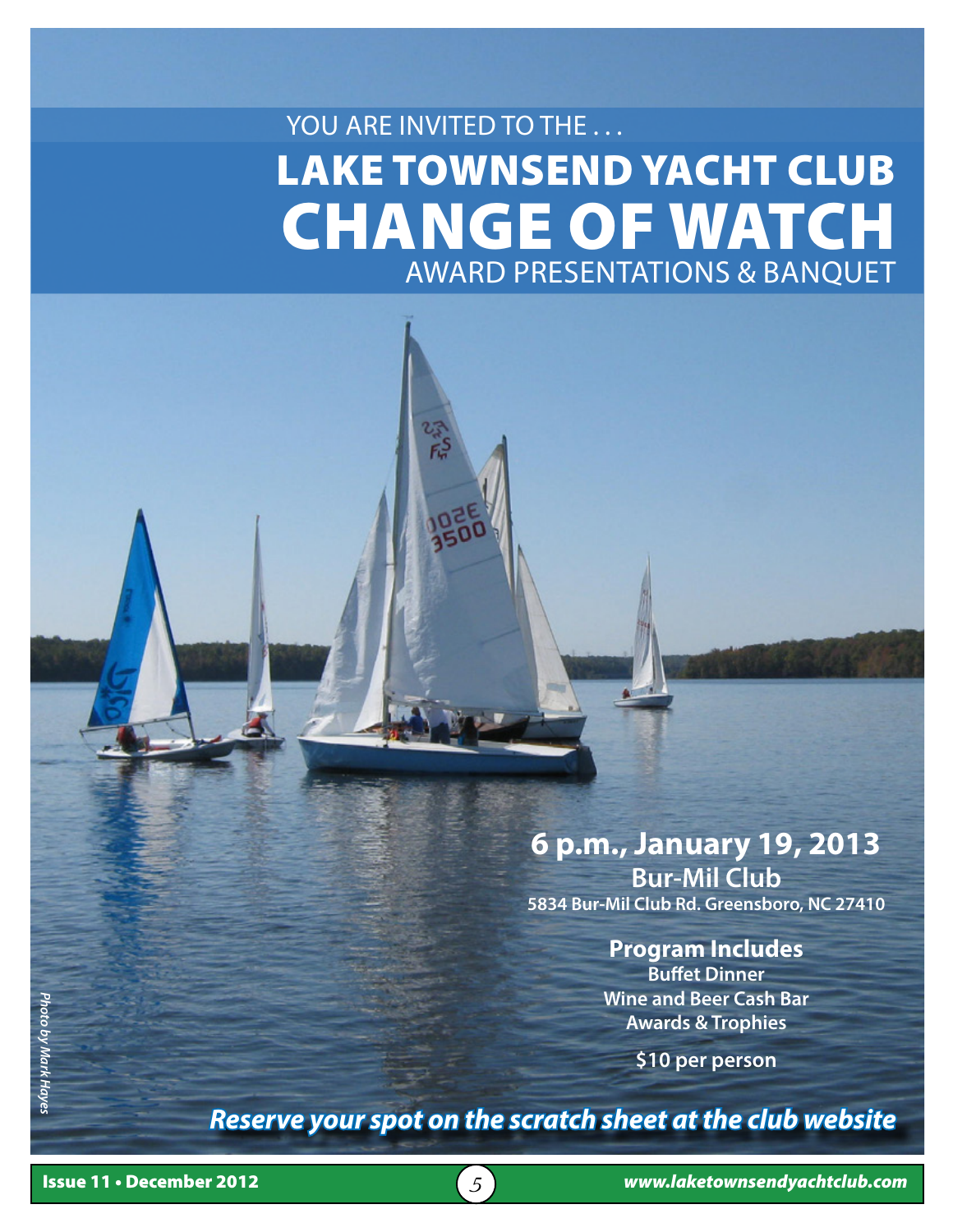YOU ARE INVITED TO THE . . .

# LAKE TOWNSEND YACHT CLUB CHANGE OF WATCH

## AWARD PRESENTATIONS & BANQUET

**6 p.m., January 19, 2013**

**Bur-Mil Club**

**5834 Bur-Mil Club Rd. Greensboro, NC 27410**

### Program Includes

**Buffet Dinner**
**Wine and Beer Cash Bar**
**Awards & Trophies**

**$10 per person**

***Reserve your spot on the scratch sheet at the club website***

*Photo by Mark Hayes*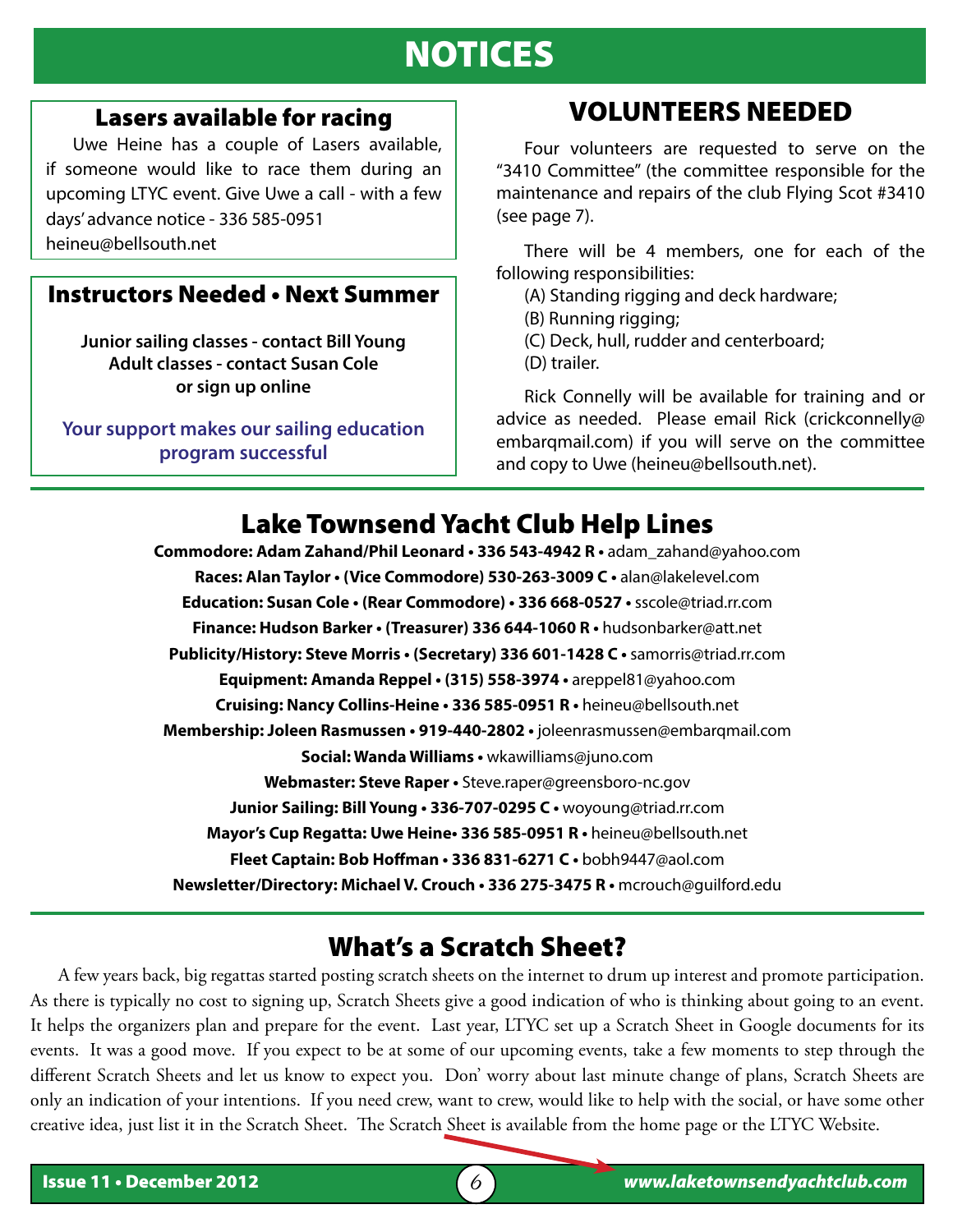# NOTICES

## Lasers available for racing

Uwe Heine has a couple of Lasers available, if someone would like to race them during an upcoming LTYC event. Give Uwe a call - with a few days' advance notice - 336 585-0951 heineu@bellsouth.net

## Instructors Needed • Next Summer

**Junior sailing classes - contact Bill Young**
**Adult classes - contact Susan Cole**
**or sign up online**

**Your support makes our sailing education program successful**

## VOLUNTEERS NEEDED

Four volunteers are requested to serve on the "3410 Committee" (the committee responsible for the maintenance and repairs of the club Flying Scot #3410 (see page 7).

There will be 4 members, one for each of the following responsibilities:

(A) Standing rigging and deck hardware;
(B) Running rigging;
(C) Deck, hull, rudder and centerboard;
(D) trailer.

Rick Connelly will be available for training and or advice as needed. Please email Rick (crickconnelly@embarqmail.com) if you will serve on the committee and copy to Uwe (heineu@bellsouth.net).

## Lake Townsend Yacht Club Help Lines

**Commodore: Adam Zahand/Phil Leonard • 336 543-4942 R •** adam_zahand@yahoo.com
**Races: Alan Taylor • (Vice Commodore) 530-263-3009 C •** alan@lakelevel.com
**Education: Susan Cole • (Rear Commodore) • 336 668-0527 •** sscole@triad.rr.com
**Finance: Hudson Barker • (Treasurer) 336 644-1060 R •** hudsonbarker@att.net
**Publicity/History: Steve Morris • (Secretary) 336 601-1428 C •** samorris@triad.rr.com
**Equipment: Amanda Reppel • (315) 558-3974 •** areppel81@yahoo.com
**Cruising: Nancy Collins-Heine • 336 585-0951 R •** heineu@bellsouth.net
**Membership: Joleen Rasmussen • 919-440-2802 •** joleenrasmussen@embarqmail.com
**Social: Wanda Williams •** wkawilliams@juno.com
**Webmaster: Steve Raper •** Steve.raper@greensboro-nc.gov
**Junior Sailing: Bill Young • 336-707-0295 C •** woyoung@triad.rr.com
**Mayor's Cup Regatta: Uwe Heine• 336 585-0951 R •** heineu@bellsouth.net
**Fleet Captain: Bob Hoffman • 336 831-6271 C •** bobh9447@aol.com
**Newsletter/Directory: Michael V. Crouch • 336 275-3475 R •** mcrouch@guilford.edu

## What's a Scratch Sheet?

A few years back, big regattas started posting scratch sheets on the internet to drum up interest and promote participation. As there is typically no cost to signing up, Scratch Sheets give a good indication of who is thinking about going to an event. It helps the organizers plan and prepare for the event. Last year, LTYC set up a Scratch Sheet in Google documents for its events. It was a good move. If you expect to be at some of our upcoming events, take a few moments to step through the different Scratch Sheets and let us know to expect you. Don' worry about last minute change of plans, Scratch Sheets are only an indication of your intentions. If you need crew, want to crew, would like to help with the social, or have some other creative idea, just list it in the Scratch Sheet. The Scratch Sheet is available from the home page or the LTYC Website.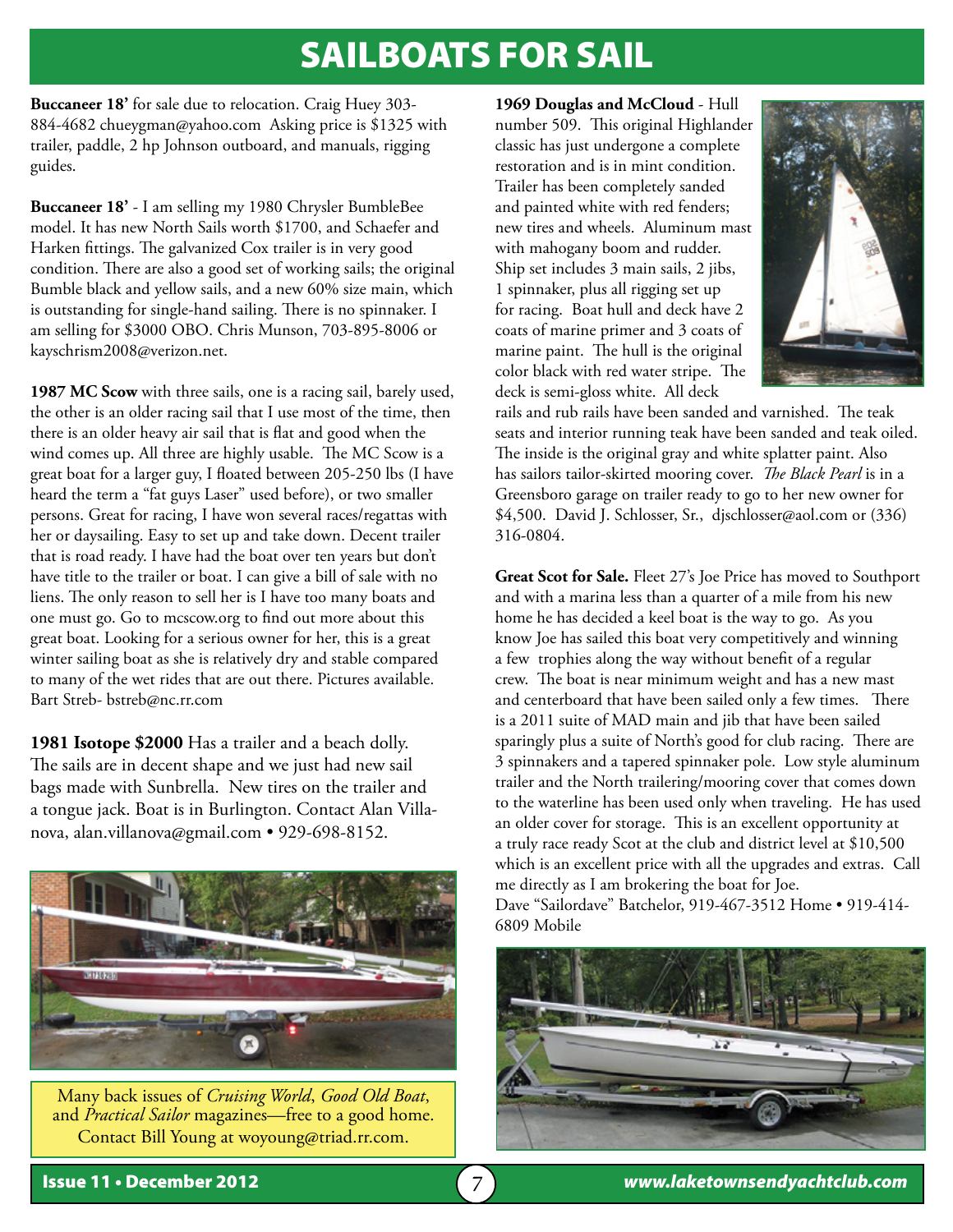# SAILBOATS FOR SAIL

**Buccaneer 18'** for sale due to relocation. Craig Huey 303-884-4682 chueygman@yahoo.com Asking price is $1325 with trailer, paddle, 2 hp Johnson outboard, and manuals, rigging guides.

**Buccaneer 18'** - I am selling my 1980 Chrysler BumbleBee model. It has new North Sails worth $1700, and Schaefer and Harken fittings. The galvanized Cox trailer is in very good condition. There are also a good set of working sails; the original Bumble black and yellow sails, and a new 60% size main, which is outstanding for single-hand sailing. There is no spinnaker. I am selling for $3000 OBO. Chris Munson, 703-895-8006 or kayschrism2008@verizon.net.

**1987 MC Scow** with three sails, one is a racing sail, barely used, the other is an older racing sail that I use most of the time, then there is an older heavy air sail that is flat and good when the wind comes up. All three are highly usable. The MC Scow is a great boat for a larger guy, I floated between 205-250 lbs (I have heard the term a "fat guys Laser" used before), or two smaller persons. Great for racing, I have won several races/regattas with her or daysailing. Easy to set up and take down. Decent trailer that is road ready. I have had the boat over ten years but don't have title to the trailer or boat. I can give a bill of sale with no liens. The only reason to sell her is I have too many boats and one must go. Go to mcscow.org to find out more about this great boat. Looking for a serious owner for her, this is a great winter sailing boat as she is relatively dry and stable compared to many of the wet rides that are out there. Pictures available. Bart Streb- bstreb@nc.rr.com

**1981 Isotope $2000** Has a trailer and a beach dolly. The sails are in decent shape and we just had new sail bags made with Sunbrella. New tires on the trailer and a tongue jack. Boat is in Burlington. Contact Alan Villanova, alan.villanova@gmail.com • 929-698-8152.

Many back issues of *Cruising World*, *Good Old Boat*, and *Practical Sailor* magazines—free to a good home. Contact Bill Young at woyoung@triad.rr.com.

**1969 Douglas and McCloud** - Hull number 509. This original Highlander classic has just undergone a complete restoration and is in mint condition. Trailer has been completely sanded and painted white with red fenders; new tires and wheels. Aluminum mast with mahogany boom and rudder. Ship set includes 3 main sails, 2 jibs, 1 spinnaker, plus all rigging set up for racing. Boat hull and deck have 2 coats of marine primer and 3 coats of marine paint. The hull is the original color black with red water stripe. The deck is semi-gloss white. All deck rails and rub rails have been sanded and varnished. The teak seats and interior running teak have been sanded and teak oiled. The inside is the original gray and white splatter paint. Also has sailors tailor-skirted mooring cover. *The Black Pearl* is in a Greensboro garage on trailer ready to go to her new owner for $4,500. David J. Schlosser, Sr., djschlosser@aol.com or (336) 316-0804.

**Great Scot for Sale.** Fleet 27's Joe Price has moved to Southport and with a marina less than a quarter of a mile from his new home he has decided a keel boat is the way to go. As you know Joe has sailed this boat very competitively and winning a few trophies along the way without benefit of a regular crew. The boat is near minimum weight and has a new mast and centerboard that have been sailed only a few times. There is a 2011 suite of MAD main and jib that have been sailed sparingly plus a suite of North's good for club racing. There are 3 spinnakers and a tapered spinnaker pole. Low style aluminum trailer and the North trailering/mooring cover that comes down to the waterline has been used only when traveling. He has used an older cover for storage. This is an excellent opportunity at a truly race ready Scot at the club and district level at $10,500 which is an excellent price with all the upgrades and extras. Call me directly as I am brokering the boat for Joe.
Dave "Sailordave" Batchelor, 919-467-3512 Home • 919-414-6809 Mobile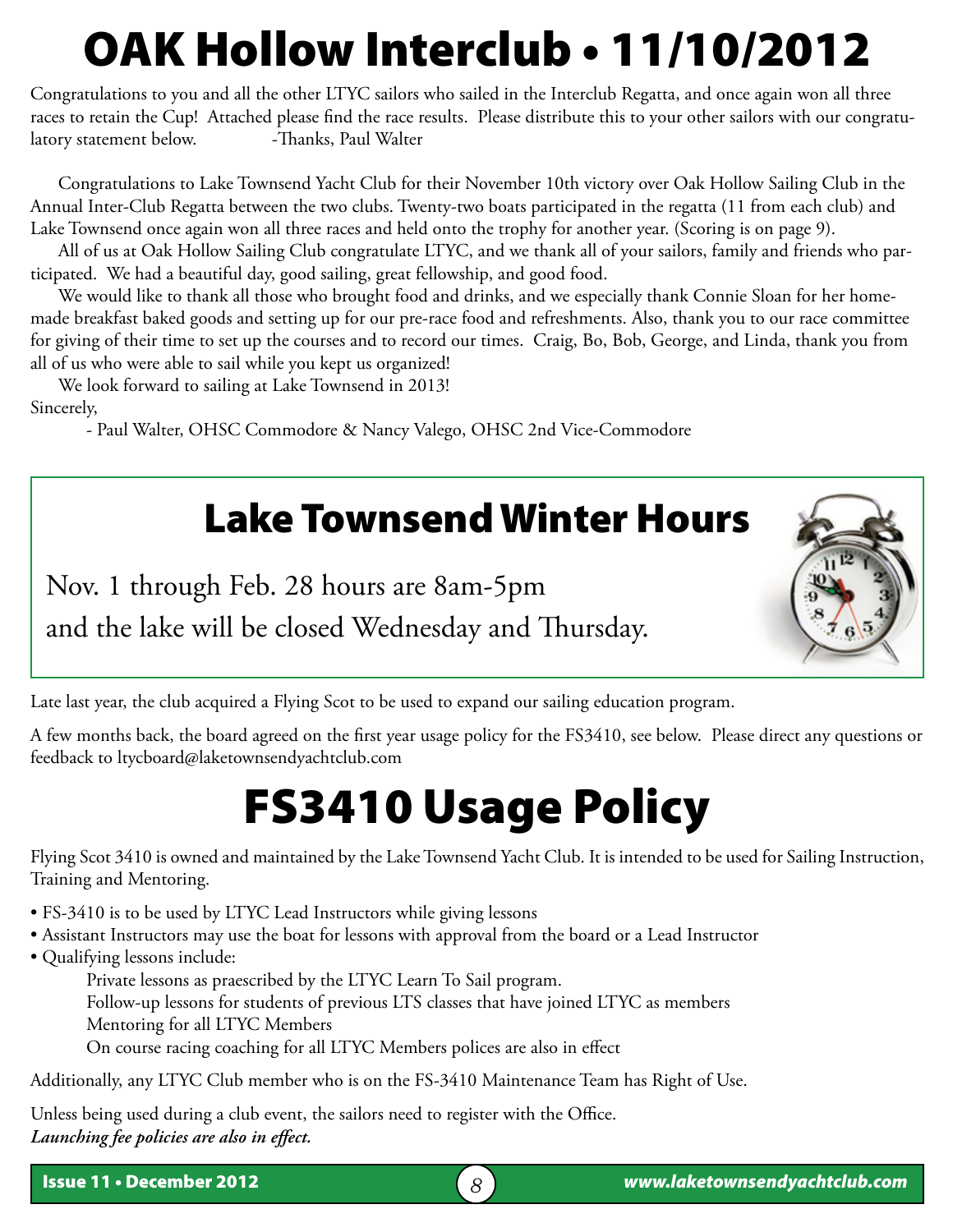# OAK Hollow Interclub • 11/10/2012

Congratulations to you and all the other LTYC sailors who sailed in the Interclub Regatta, and once again won all three races to retain the Cup! Attached please find the race results. Please distribute this to your other sailors with our congratulatory statement below. -Thanks, Paul Walter

Congratulations to Lake Townsend Yacht Club for their November 10th victory over Oak Hollow Sailing Club in the Annual Inter-Club Regatta between the two clubs. Twenty-two boats participated in the regatta (11 from each club) and Lake Townsend once again won all three races and held onto the trophy for another year. (Scoring is on page 9).

All of us at Oak Hollow Sailing Club congratulate LTYC, and we thank all of your sailors, family and friends who participated. We had a beautiful day, good sailing, great fellowship, and good food.

We would like to thank all those who brought food and drinks, and we especially thank Connie Sloan for her homemade breakfast baked goods and setting up for our pre-race food and refreshments. Also, thank you to our race committee for giving of their time to set up the courses and to record our times. Craig, Bo, Bob, George, and Linda, thank you from all of us who were able to sail while you kept us organized!

We look forward to sailing at Lake Townsend in 2013!

Sincerely,

- Paul Walter, OHSC Commodore & Nancy Valego, OHSC 2nd Vice-Commodore

## Lake Townsend Winter Hours

Nov. 1 through Feb. 28 hours are 8am-5pm and the lake will be closed Wednesday and Thursday.

Late last year, the club acquired a Flying Scot to be used to expand our sailing education program.

A few months back, the board agreed on the first year usage policy for the FS3410, see below. Please direct any questions or feedback to ltycboard@laketownsendyachtclub.com

# FS3410 Usage Policy

Flying Scot 3410 is owned and maintained by the Lake Townsend Yacht Club. It is intended to be used for Sailing Instruction, Training and Mentoring.

- FS-3410 is to be used by LTYC Lead Instructors while giving lessons
- Assistant Instructors may use the boat for lessons with approval from the board or a Lead Instructor
- Qualifying lessons include:
  - Private lessons as praescribed by the LTYC Learn To Sail program.
  - Follow-up lessons for students of previous LTS classes that have joined LTYC as members
  - Mentoring for all LTYC Members
  - On course racing coaching for all LTYC Members polices are also in effect

Additionally, any LTYC Club member who is on the FS-3410 Maintenance Team has Right of Use.

Unless being used during a club event, the sailors need to register with the Office.
***Launching fee policies are also in effect.***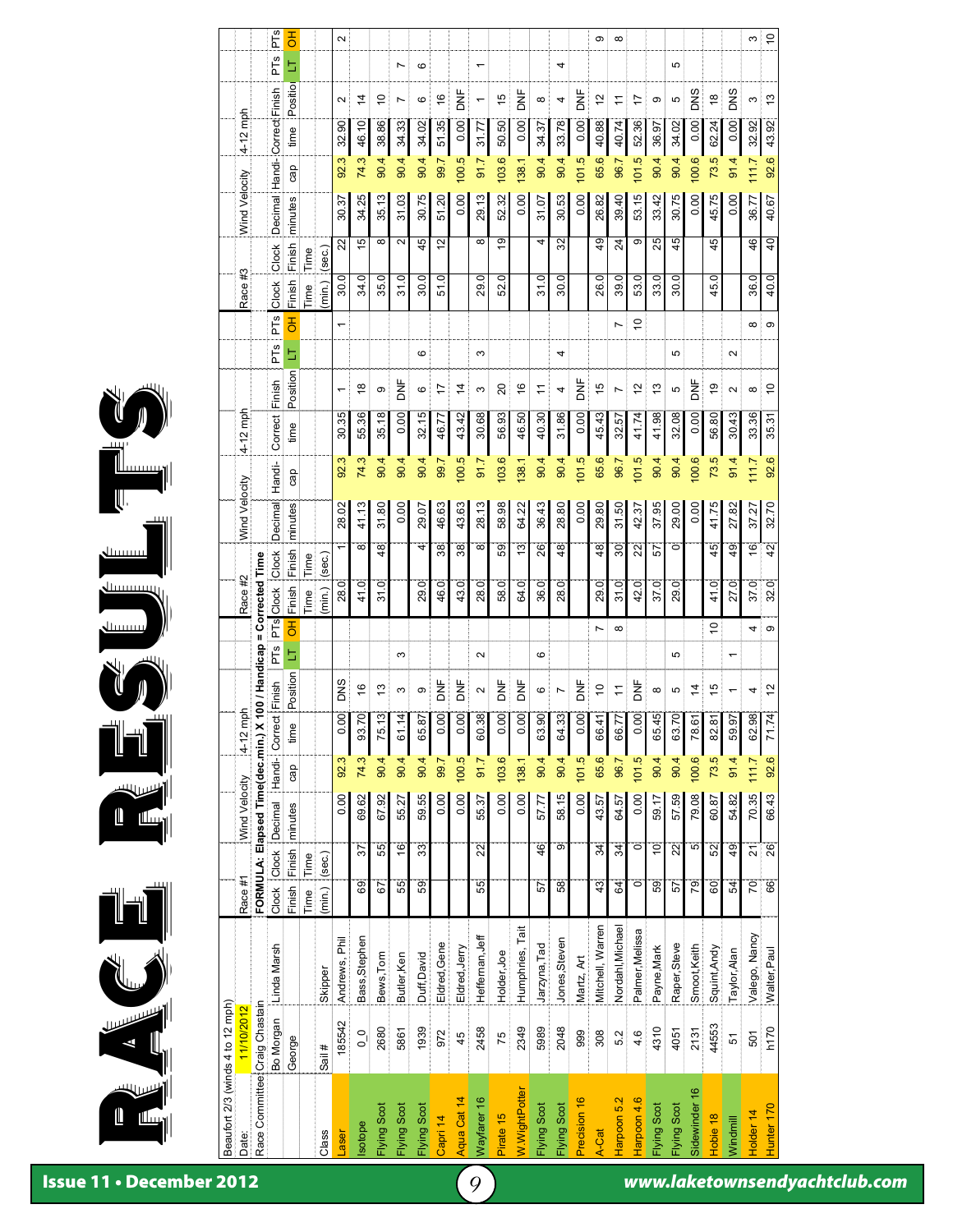# RACE RESULTS

Beaufort 2/3 (winds 4 to 12 mph)

Date: 11/10/2012

Race Committee: Craig Chastain, Bo Morgan, Linda Marsh, George

FORMULA: Elapsed Time(dec.min.) X 100 / Handicap = Corrected Time

Wind Velocity: 4-12 mph (all three races)

| Class | Sail # | Skipper | Race #1 Clock Finish Time (min.) | Race #1 Clock Finish Time (sec.) | Race #1 Decimal minutes | Race #1 Handicap | Race #1 Correct time | Race #1 Finish Position | Race #1 PTs LT | Race #1 PTs OH | Race #2 Clock Finish Time (min.) | Race #2 Clock Finish Time (sec.) | Race #2 Decimal minutes | Race #2 Handicap | Race #2 Correct time | Race #2 Finish Position | Race #2 PTs LT | Race #2 PTs OH | Race #3 Clock Finish Time (min.) | Race #3 Clock Finish Time (sec.) | Race #3 Decimal minutes | Race #3 Handicap | Race #3 Correct time | Race #3 Finish Position | Race #3 PTs LT | Race #3 PTs OH |
|---|---|---|---|---|---|---|---|---|---|---|---|---|---|---|---|---|---|---|---|---|---|---|---|---|---|---|
| Laser | 185542 | Andrews, Phil | | | 0.00 | 92.3 | 0.00 | DNS | | | 28.0 | 1 | 28.02 | 92.3 | 30.35 | 1 | | 1 | 30.0 | 22 | 30.37 | 92.3 | 32.90 | 2 | | 2 |
| Isotope | 0_0 | Bass,Stephen | 69 | 37 | 69.62 | 74.3 | 93.70 | 16 | | | 41.0 | 8 | 41.13 | 74.3 | 55.36 | 18 | | | 34.0 | 15 | 34.25 | 74.3 | 46.10 | 14 | | |
| Flying Scot | 2680 | Bews,Tom | 67 | 55 | 67.92 | 90.4 | 75.13 | 13 | | | 31.0 | 48 | 31.80 | 90.4 | 35.18 | 9 | | | 35.0 | 8 | 35.13 | 90.4 | 38.86 | 10 | | |
| Flying Scot | 5861 | Butler,Ken | 55 | 16 | 55.27 | 90.4 | 61.14 | 3 | 3 | | | | 0.00 | 90.4 | 0.00 | DNF | | | 31.0 | 2 | 31.03 | 90.4 | 34.33 | 7 | 7 | |
| Flying Scot | 1939 | Duff,David | 59 | 33 | 59.55 | 90.4 | 65.87 | 9 | | | 29.0 | 4 | 29.07 | 90.4 | 32.15 | 6 | 6 | | 30.0 | 45 | 30.75 | 90.4 | 34.02 | 6 | 6 | |
| Capri 14 | 972 | Eldred,Gene | | | 0.00 | 99.7 | 0.00 | DNF | | | 46.0 | 38 | 46.63 | 99.7 | 46.77 | 17 | | | 51.0 | 12 | 51.20 | 99.7 | 51.35 | 16 | | |
| Aqua Cat 14 | 45 | Eldred,Jerry | | | 0.00 | 100.5 | 0.00 | DNF | | | 43.0 | 38 | 43.63 | 100.5 | 43.42 | 14 | | | | | 0.00 | 100.5 | 0.00 | DNF | | |
| Wayfarer 16 | 2458 | Heffernan,Jeff | 55 | 22 | 55.37 | 91.7 | 60.38 | 2 | 2 | | 28.0 | 8 | 28.13 | 91.7 | 30.68 | 3 | 3 | | 29.0 | 8 | 29.13 | 91.7 | 31.77 | 1 | 1 | |
| Pirate 15 | 75 | Holder,Joe | | | 0.00 | 103.6 | 0.00 | DNF | | | 58.0 | 59 | 58.98 | 103.6 | 56.93 | 20 | | | 52.0 | 19 | 52.32 | 103.6 | 50.50 | 15 | | |
| W.WightPotter | 2349 | Humphries, Tait | | | 0.00 | 138.1 | 0.00 | DNF | | | 64.0 | 13 | 64.22 | 138.1 | 46.50 | 16 | | | | | 0.00 | 138.1 | 0.00 | DNF | | |
| Flying Scot | 5989 | Jarzyna,Tad | 57 | 46 | 57.77 | 90.4 | 63.90 | 6 | 6 | | 36.0 | 26 | 36.43 | 90.4 | 40.30 | 11 | | | 31.0 | 4 | 31.07 | 90.4 | 34.37 | 8 | | |
| Flying Scot | 2048 | Jones,Steven | 58 | 9 | 58.15 | 90.4 | 64.33 | 7 | | | 28.0 | 48 | 28.80 | 90.4 | 31.86 | 4 | 4 | | 30.0 | 32 | 30.53 | 90.4 | 33.78 | 4 | 4 | |
| Precision 16 | 999 | Martz, Art | | | 0.00 | 101.5 | 0.00 | DNF | | | | | 0.00 | 101.5 | 0.00 | DNF | | | | | 0.00 | 101.5 | 0.00 | DNF | | |
| A-Cat | 308 | Mitchell, Warren | 43 | 34 | 43.57 | 65.6 | 66.41 | 10 | | 7 | 29.0 | 48 | 29.80 | 65.6 | 45.43 | 15 | | | 26.0 | 49 | 26.82 | 65.6 | 40.88 | 12 | | 9 |
| Harpoon 5.2 | 5.2 | Nordahl,Michael | 64 | 34 | 64.57 | 96.7 | 66.77 | 11 | | 8 | 31.0 | 30 | 31.50 | 96.7 | 32.57 | 7 | | 7 | 39.0 | 24 | 39.40 | 96.7 | 40.74 | 11 | | 8 |
| Harpoon 4.6 | 4.6 | Palmer,Melissa | 0 | 0 | 0.00 | 101.5 | 0.00 | DNF | | | 42.0 | 22 | 42.37 | 101.5 | 41.74 | 12 | | 10 | 53.0 | 9 | 53.15 | 101.5 | 52.36 | 17 | | |
| Flying Scot | 4310 | Payne,Mark | 59 | 10 | 59.17 | 90.4 | 65.45 | 8 | | | 37.0 | 57 | 37.95 | 90.4 | 41.98 | 13 | | | 33.0 | 25 | 33.42 | 90.4 | 36.97 | 9 | | |
| Flying Scot | 4051 | Raper,Steve | 57 | 22 | 57.59 | 90.4 | 63.70 | 5 | 5 | | 29.0 | 0 | 29.00 | 90.4 | 32.08 | 5 | 5 | | 30.0 | 45 | 30.75 | 90.4 | 34.02 | 5 | 5 | |
| Sidewinder 16 | 2131 | Smoot,Keith | 79 | 5 | 79.08 | 100.6 | 78.61 | 14 | | | | | 0.00 | 100.6 | 0.00 | DNF | | | | | 0.00 | 100.6 | 0.00 | DNS | | |
| Hobie 18 | 44553 | Squint,Andy | 60 | 52 | 60.87 | 73.5 | 82.81 | 15 | | 10 | 41.0 | 45 | 41.75 | 73.5 | 56.80 | 19 | | | 45.0 | 45 | 45.75 | 73.5 | 62.24 | 18 | | |
| Windmill | 51 | Taylor,Alan | 54 | 49 | 54.82 | 91.4 | 59.97 | 1 | 1 | | 27.0 | 49 | 27.82 | 91.4 | 30.43 | 2 | 2 | | | | 0.00 | 91.4 | 0.00 | DNS | | |
| Holder 14 | 501 | Valego, Nancy | 70 | 21 | 70.35 | 111.7 | 62.98 | 4 | | 4 | 37.0 | 16 | 37.27 | 111.7 | 33.36 | 8 | | 8 | 36.0 | 46 | 36.77 | 111.7 | 32.92 | 3 | | 3 |
| Hunter 170 | h170 | Walter,Paul | 66 | 26 | 66.43 | 92.6 | 71.74 | 12 | | 9 | 32.0 | 42 | 32.70 | 92.6 | 35.31 | 10 | | 9 | 40.0 | 40 | 40.67 | 92.6 | 43.92 | 13 | | 10 |